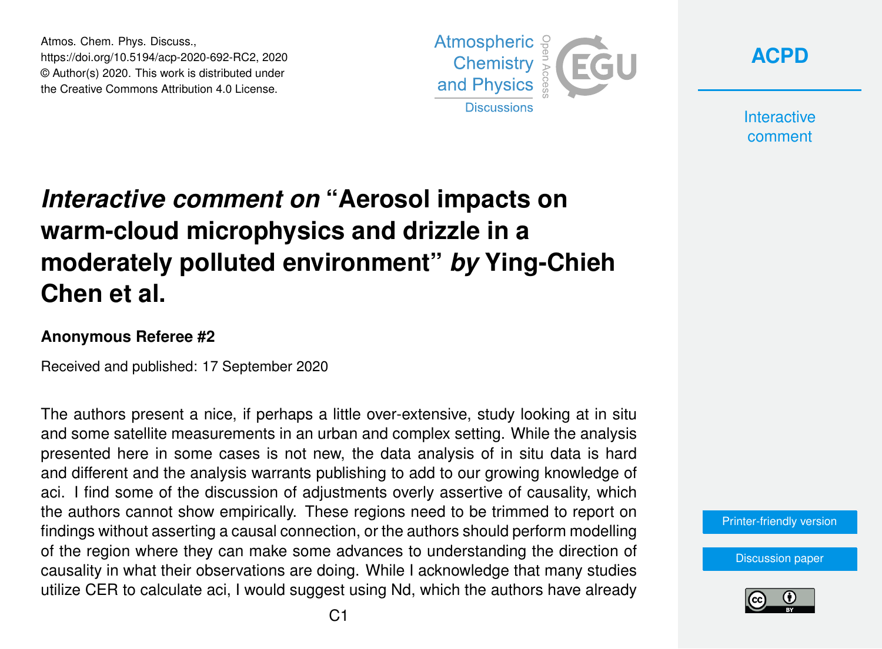# *Interactive comment on* "Aerosol impacts on warm-cloud microphysics and drizzle in a moderately polluted environment" *by* Ying-Chieh Chen et al.

### Anonymous Referee #2

Received and published: 17 September 2020

The authors present a nice, if perhaps a little over-extensive, study looking at in situ and some satellite measurements in an urban and complex setting. While the analysis presented here in some cases is not new, the data analysis of in situ data is hard and different and the analysis warrants publishing to add to our growing knowledge of aci. I find some of the discussion of adjustments overly assertive of causality, which the authors cannot show empirically. These regions need to be trimmed to report on findings without asserting a causal connection, or the authors should perform modelling of the region where they can make some advances to understanding the direction of causality in what their observations are doing. While I acknowledge that many studies utilize CER to calculate aci, I would suggest using Nd, which the authors have already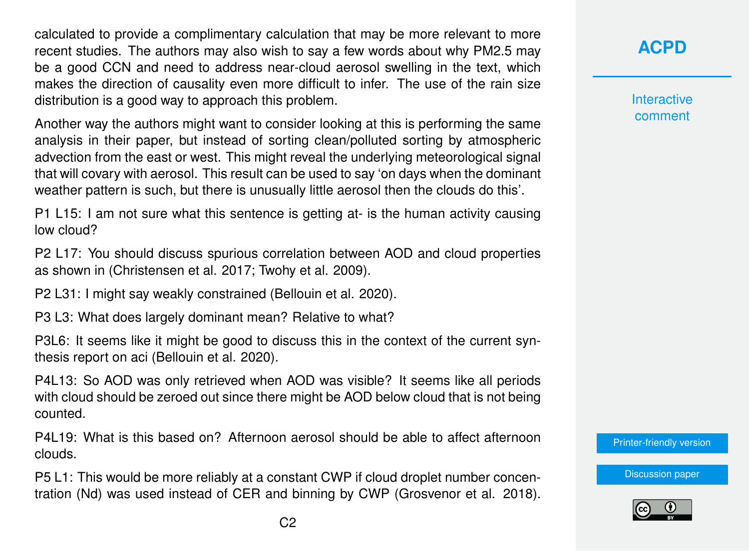calculated to provide a complimentary calculation that may be more relevant to more recent studies. The authors may also wish to say a few words about why PM2.5 may be a good CCN and need to address near-cloud aerosol swelling in the text, which makes the direction of causality even more difficult to infer. The use of the rain size distribution is a good way to approach this problem.

Another way the authors might want to consider looking at this is performing the same analysis in their paper, but instead of sorting clean/polluted sorting by atmospheric advection from the east or west. This might reveal the underlying meteorological signal that will covary with aerosol. This result can be used to say 'on days when the dominant weather pattern is such, but there is unusually little aerosol then the clouds do this'.

P1 L15: I am not sure what this sentence is getting at- is the human activity causing low cloud?

P2 L17: You should discuss spurious correlation between AOD and cloud properties as shown in (Christensen et al. 2017; Twohy et al. 2009).

P2 L31: I might say weakly constrained (Bellouin et al. 2020).

P3 L3: What does largely dominant mean? Relative to what?

P3L6: It seems like it might be good to discuss this in the context of the current synthesis report on aci (Bellouin et al. 2020).

P4L13: So AOD was only retrieved when AOD was visible? It seems like all periods with cloud should be zeroed out since there might be AOD below cloud that is not being counted.

P4L19: What is this based on? Afternoon aerosol should be able to affect afternoon clouds.

P5 L1: This would be more reliably at a constant CWP if cloud droplet number concentration (Nd) was used instead of CER and binning by CWP (Grosvenor et al. 2018).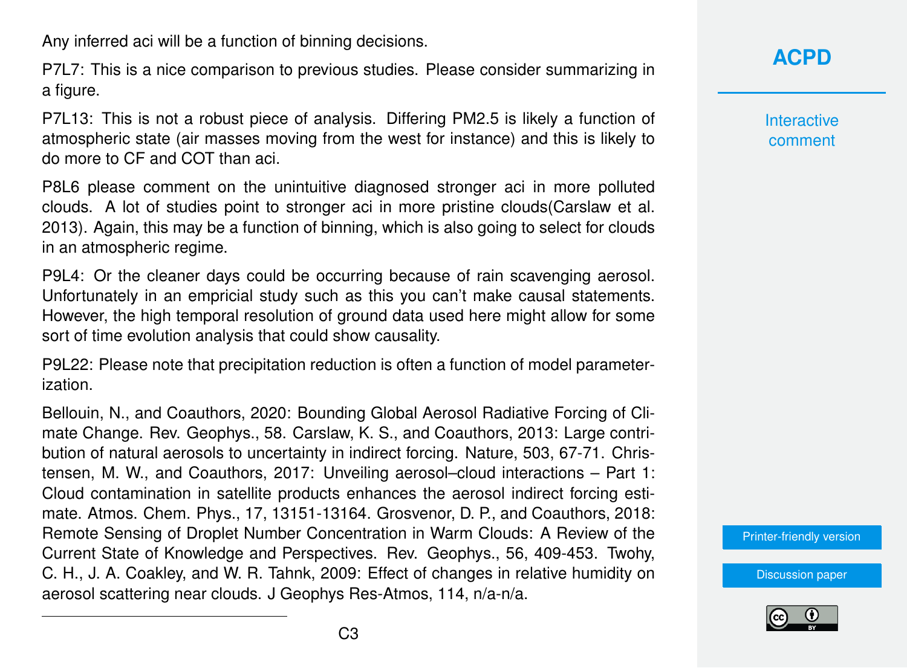Any inferred aci will be a function of binning decisions.

P7L7: This is a nice comparison to previous studies. Please consider summarizing in a figure.

P7L13: This is not a robust piece of analysis. Differing PM2.5 is likely a function of atmospheric state (air masses moving from the west for instance) and this is likely to do more to CF and COT than aci.

P8L6 please comment on the unintuitive diagnosed stronger aci in more polluted clouds. A lot of studies point to stronger aci in more pristine clouds(Carslaw et al. 2013). Again, this may be a function of binning, which is also going to select for clouds in an atmospheric regime.

P9L4: Or the cleaner days could be occurring because of rain scavenging aerosol. Unfortunately in an empricial study such as this you can't make causal statements. However, the high temporal resolution of ground data used here might allow for some sort of time evolution analysis that could show causality.

P9L22: Please note that precipitation reduction is often a function of model parameterization.

Bellouin, N., and Coauthors, 2020: Bounding Global Aerosol Radiative Forcing of Climate Change. Rev. Geophys., 58. Carslaw, K. S., and Coauthors, 2013: Large contribution of natural aerosols to uncertainty in indirect forcing. Nature, 503, 67-71. Christensen, M. W., and Coauthors, 2017: Unveiling aerosol–cloud interactions – Part 1: Cloud contamination in satellite products enhances the aerosol indirect forcing estimate. Atmos. Chem. Phys., 17, 13151-13164. Grosvenor, D. P., and Coauthors, 2018: Remote Sensing of Droplet Number Concentration in Warm Clouds: A Review of the Current State of Knowledge and Perspectives. Rev. Geophys., 56, 409-453. Twohy, C. H., J. A. Coakley, and W. R. Tahnk, 2009: Effect of changes in relative humidity on aerosol scattering near clouds. J Geophys Res-Atmos, 114, n/a-n/a.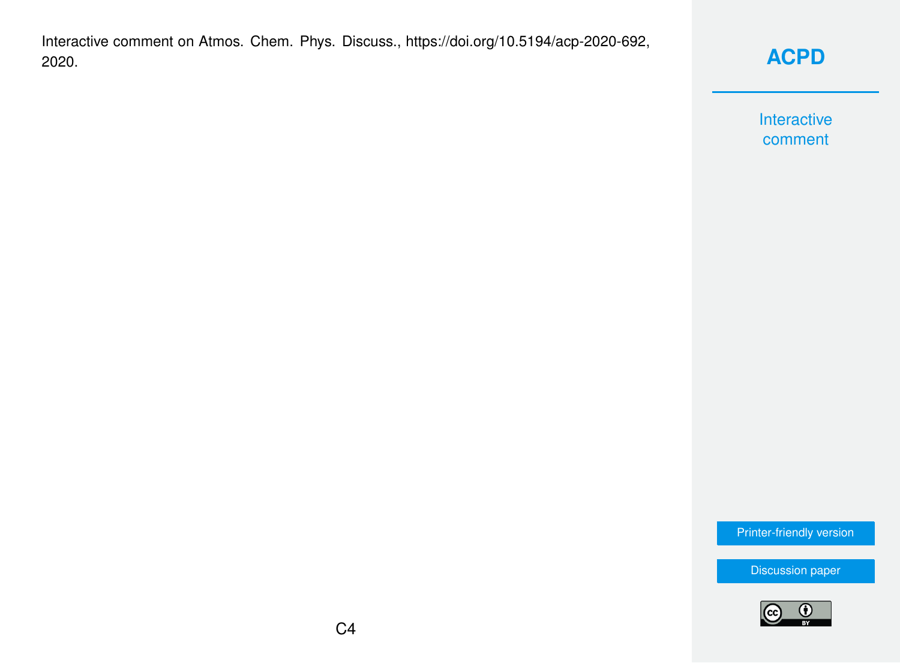Interactive comment on Atmos. Chem. Phys. Discuss., https://doi.org/10.5194/acp-2020-692, 2020.